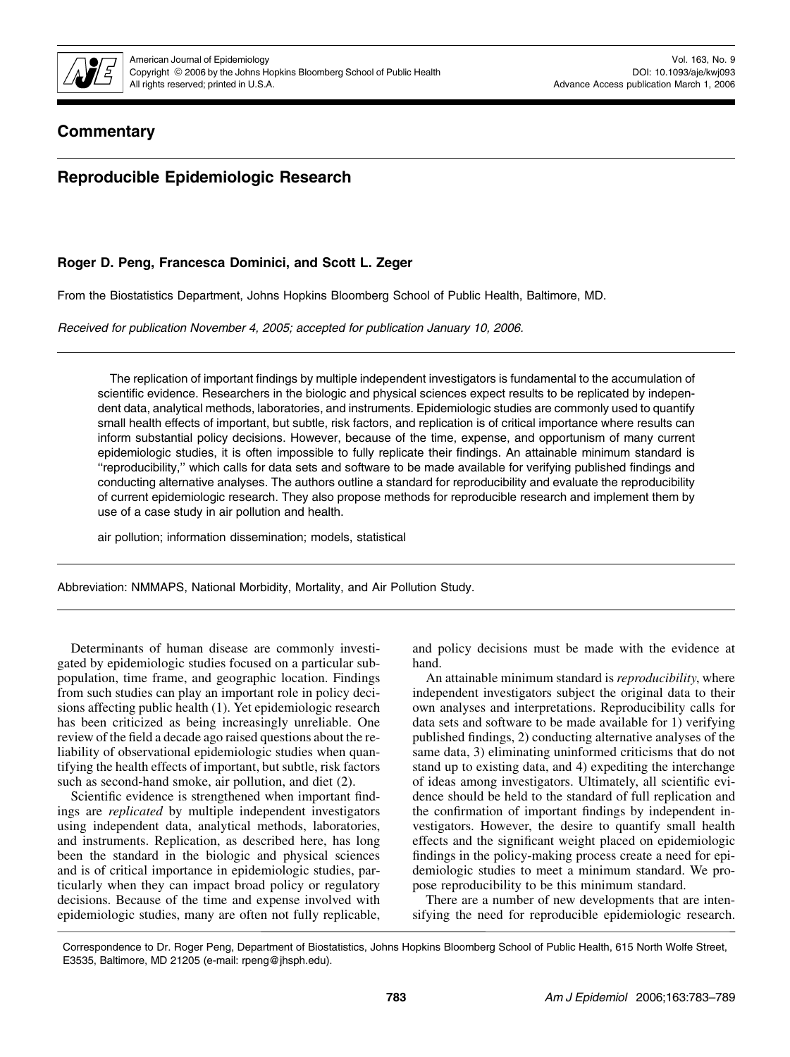## Commentary

# Reproducible Epidemiologic Research

**Roger D. Peng, Francesca Dominici, and Scott L. Zeger**

From the Biostatistics Department, Johns Hopkins Bloomberg School of Public Health, Baltimore, MD.

*Received for publication November 4, 2005; accepted for publication January 10, 2006.*

The replication of important findings by multiple independent investigators is fundamental to the accumulation of scientific evidence. Researchers in the biologic and physical sciences expect results to be replicated by independent data, analytical methods, laboratories, and instruments. Epidemiologic studies are commonly used to quantify small health effects of important, but subtle, risk factors, and replication is of critical importance where results can inform substantial policy decisions. However, because of the time, expense, and opportunism of many current epidemiologic studies, it is often impossible to fully replicate their findings. An attainable minimum standard is "reproducibility," which calls for data sets and software to be made available for verifying published findings and conducting alternative analyses. The authors outline a standard for reproducibility and evaluate the reproducibility of current epidemiologic research. They also propose methods for reproducible research and implement them by use of a case study in air pollution and health.

air pollution; information dissemination; models, statistical

Abbreviation: NMMAPS, National Morbidity, Mortality, and Air Pollution Study.

Determinants of human disease are commonly investigated by epidemiologic studies focused on a particular subpopulation, time frame, and geographic location. Findings from such studies can play an important role in policy decisions affecting public health (1). Yet epidemiologic research has been criticized as being increasingly unreliable. One review of the field a decade ago raised questions about the reliability of observational epidemiologic studies when quantifying the health effects of important, but subtle, risk factors such as second-hand smoke, air pollution, and diet (2).

Scientific evidence is strengthened when important findings are *replicated* by multiple independent investigators using independent data, analytical methods, laboratories, and instruments. Replication, as described here, has long been the standard in the biologic and physical sciences and is of critical importance in epidemiologic studies, particularly when they can impact broad policy or regulatory decisions. Because of the time and expense involved with epidemiologic studies, many are often not fully replicable, and policy decisions must be made with the evidence at hand.

An attainable minimum standard is *reproducibility*, where independent investigators subject the original data to their own analyses and interpretations. Reproducibility calls for data sets and software to be made available for 1) verifying published findings, 2) conducting alternative analyses of the same data, 3) eliminating uninformed criticisms that do not stand up to existing data, and 4) expediting the interchange of ideas among investigators. Ultimately, all scientific evidence should be held to the standard of full replication and the confirmation of important findings by independent investigators. However, the desire to quantify small health effects and the significant weight placed on epidemiologic findings in the policy-making process create a need for epidemiologic studies to meet a minimum standard. We propose reproducibility to be this minimum standard.

There are a number of new developments that are intensifying the need for reproducible epidemiologic research.

Correspondence to Dr. Roger Peng, Department of Biostatistics, Johns Hopkins Bloomberg School of Public Health, 615 North Wolfe Street, E3535, Baltimore, MD 21205 (e-mail: rpeng@jhsph.edu).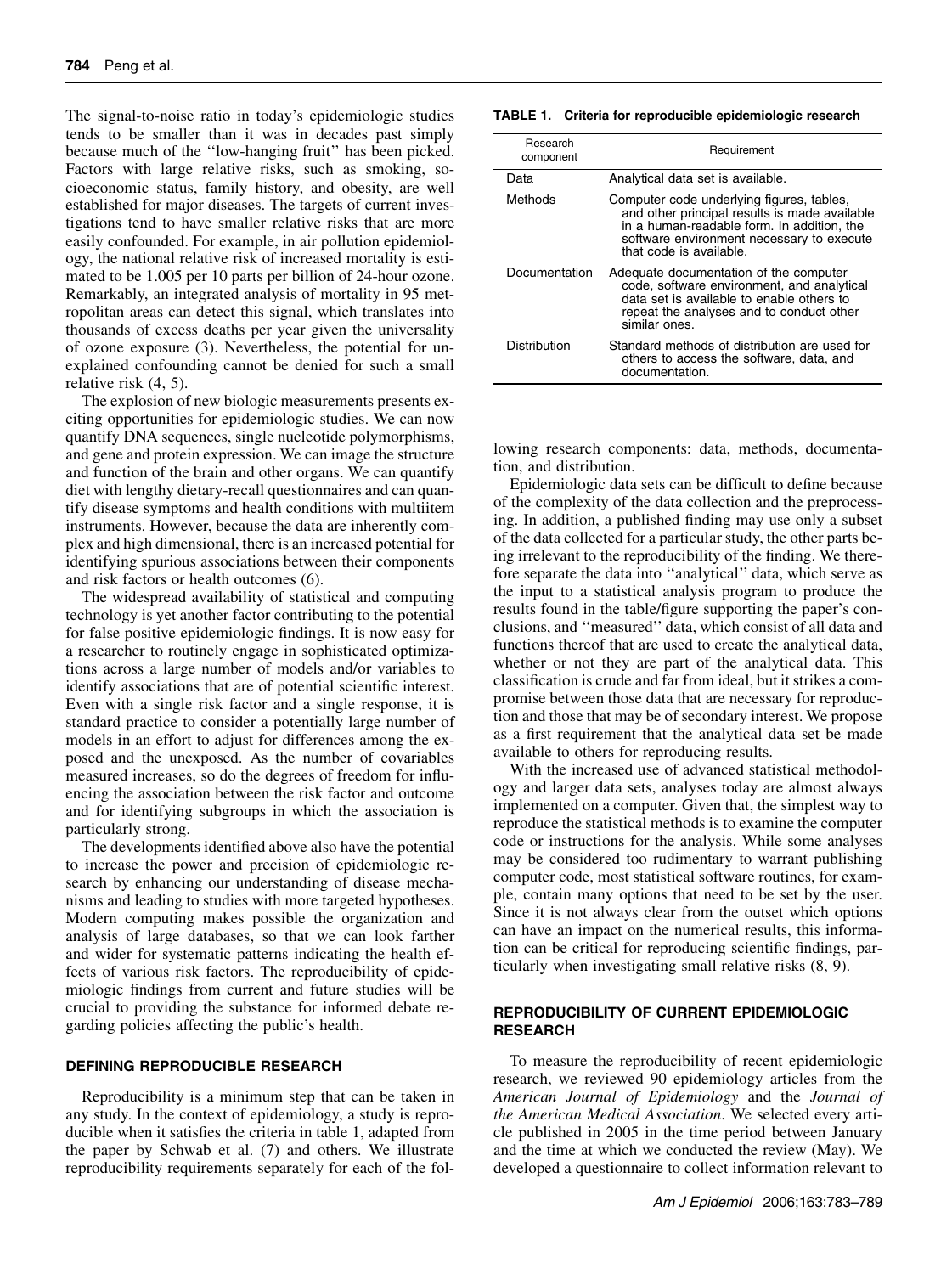The signal-to-noise ratio in today's epidemiologic studies tends to be smaller than it was in decades past simply because much of the ''low-hanging fruit'' has been picked. Factors with large relative risks, such as smoking, socioeconomic status, family history, and obesity, are well established for major diseases. The targets of current investigations tend to have smaller relative risks that are more easily confounded. For example, in air pollution epidemiology, the national relative risk of increased mortality is estimated to be 1.005 per 10 parts per billion of 24-hour ozone. Remarkably, an integrated analysis of mortality in 95 metropolitan areas can detect this signal, which translates into thousands of excess deaths per year given the universality of ozone exposure (3). Nevertheless, the potential for unexplained confounding cannot be denied for such a small relative risk (4, 5).

The explosion of new biologic measurements presents exciting opportunities for epidemiologic studies. We can now quantify DNA sequences, single nucleotide polymorphisms, and gene and protein expression. We can image the structure and function of the brain and other organs. We can quantify diet with lengthy dietary-recall questionnaires and can quantify disease symptoms and health conditions with multiitem instruments. However, because the data are inherently complex and high dimensional, there is an increased potential for identifying spurious associations between their components and risk factors or health outcomes (6).

The widespread availability of statistical and computing technology is yet another factor contributing to the potential for false positive epidemiologic findings. It is now easy for a researcher to routinely engage in sophisticated optimizations across a large number of models and/or variables to identify associations that are of potential scientific interest. Even with a single risk factor and a single response, it is standard practice to consider a potentially large number of models in an effort to adjust for differences among the exposed and the unexposed. As the number of covariables measured increases, so do the degrees of freedom for influencing the association between the risk factor and outcome and for identifying subgroups in which the association is particularly strong.

The developments identified above also have the potential to increase the power and precision of epidemiologic research by enhancing our understanding of disease mechanisms and leading to studies with more targeted hypotheses. Modern computing makes possible the organization and analysis of large databases, so that we can look farther and wider for systematic patterns indicating the health effects of various risk factors. The reproducibility of epidemiologic findings from current and future studies will be crucial to providing the substance for informed debate regarding policies affecting the public's health.

## DEFINING REPRODUCIBLE RESEARCH

Reproducibility is a minimum step that can be taken in any study. In the context of epidemiology, a study is reproducible when it satisfies the criteria in table 1, adapted from the paper by Schwab et al. (7) and others. We illustrate reproducibility requirements separately for each of the following research components: data, methods, documentation, and distribution.

**TABLE 1. Criteria for reproducible epidemiologic research**

| Research component | Requirement |
| --- | --- |
| Data | Analytical data set is available. |
| Methods | Computer code underlying figures, tables, and other principal results is made available in a human-readable form. In addition, the software environment necessary to execute that code is available. |
| Documentation | Adequate documentation of the computer code, software environment, and analytical data set is available to enable others to repeat the analyses and to conduct other similar ones. |
| Distribution | Standard methods of distribution are used for others to access the software, data, and documentation. |

Epidemiologic data sets can be difficult to define because of the complexity of the data collection and the preprocessing. In addition, a published finding may use only a subset of the data collected for a particular study, the other parts being irrelevant to the reproducibility of the finding. We therefore separate the data into ''analytical'' data, which serve as the input to a statistical analysis program to produce the results found in the table/figure supporting the paper's conclusions, and ''measured'' data, which consist of all data and functions thereof that are used to create the analytical data, whether or not they are part of the analytical data. This classification is crude and far from ideal, but it strikes a compromise between those data that are necessary for reproduction and those that may be of secondary interest. We propose as a first requirement that the analytical data set be made available to others for reproducing results.

With the increased use of advanced statistical methodology and larger data sets, analyses today are almost always implemented on a computer. Given that, the simplest way to reproduce the statistical methods is to examine the computer code or instructions for the analysis. While some analyses may be considered too rudimentary to warrant publishing computer code, most statistical software routines, for example, contain many options that need to be set by the user. Since it is not always clear from the outset which options can have an impact on the numerical results, this information can be critical for reproducing scientific findings, particularly when investigating small relative risks (8, 9).

## REPRODUCIBILITY OF CURRENT EPIDEMIOLOGIC RESEARCH

To measure the reproducibility of recent epidemiologic research, we reviewed 90 epidemiology articles from the *American Journal of Epidemiology* and the *Journal of the American Medical Association*. We selected every article published in 2005 in the time period between January and the time at which we conducted the review (May). We developed a questionnaire to collect information relevant to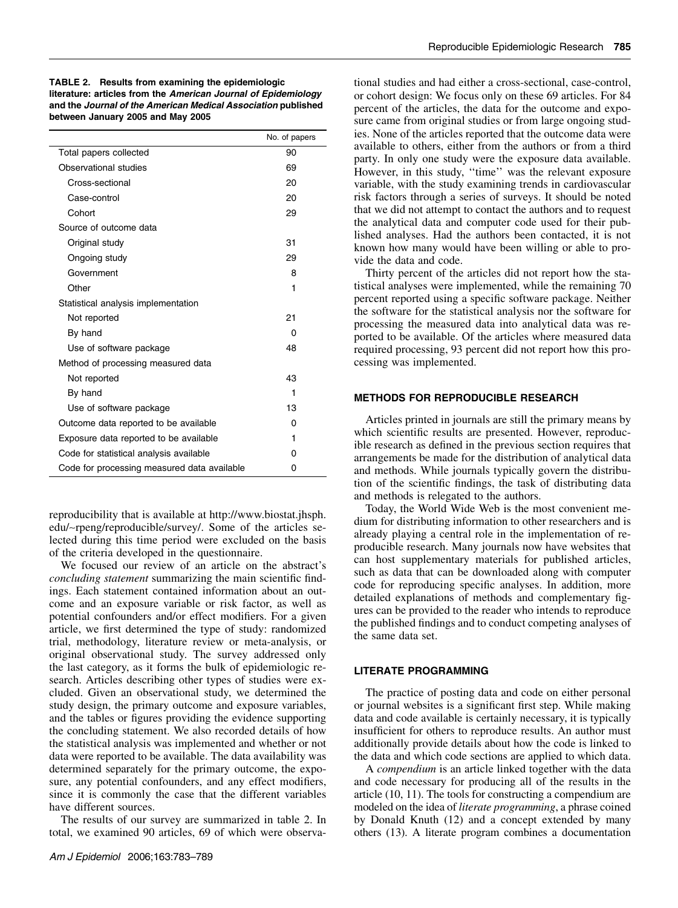**TABLE 2. Results from examining the epidemiologic literature: articles from the *American Journal of Epidemiology* and the *Journal of the American Medical Association* published between January 2005 and May 2005**

| | No. of papers |
|---|---|
| Total papers collected | 90 |
| Observational studies | 69 |
| Cross-sectional | 20 |
| Case-control | 20 |
| Cohort | 29 |
| Source of outcome data | |
| Original study | 31 |
| Ongoing study | 29 |
| Government | 8 |
| Other | 1 |
| Statistical analysis implementation | |
| Not reported | 21 |
| By hand | 0 |
| Use of software package | 48 |
| Method of processing measured data | |
| Not reported | 43 |
| By hand | 1 |
| Use of software package | 13 |
| Outcome data reported to be available | 0 |
| Exposure data reported to be available | 1 |
| Code for statistical analysis available | 0 |
| Code for processing measured data available | 0 |

reproducibility that is available at http://www.biostat.jhsph.edu/~rpeng/reproducible/survey/. Some of the articles selected during this time period were excluded on the basis of the criteria developed in the questionnaire.

We focused our review of an article on the abstract's *concluding statement* summarizing the main scientific findings. Each statement contained information about an outcome and an exposure variable or risk factor, as well as potential confounders and/or effect modifiers. For a given article, we first determined the type of study: randomized trial, methodology, literature review or meta-analysis, or original observational study. The survey addressed only the last category, as it forms the bulk of epidemiologic research. Articles describing other types of studies were excluded. Given an observational study, we determined the study design, the primary outcome and exposure variables, and the tables or figures providing the evidence supporting the concluding statement. We also recorded details of how the statistical analysis was implemented and whether or not data were reported to be available. The data availability was determined separately for the primary outcome, the exposure, any potential confounders, and any effect modifiers, since it is commonly the case that the different variables have different sources.

The results of our survey are summarized in table 2. In total, we examined 90 articles, 69 of which were observational studies and had either a cross-sectional, case-control, or cohort design: We focus only on these 69 articles. For 84 percent of the articles, the data for the outcome and exposure came from original studies or from large ongoing studies. None of the articles reported that the outcome data were available to others, either from the authors or from a third party. In only one study were the exposure data available. However, in this study, ''time'' was the relevant exposure variable, with the study examining trends in cardiovascular risk factors through a series of surveys. It should be noted that we did not attempt to contact the authors and to request the analytical data and computer code used for their published analyses. Had the authors been contacted, it is not known how many would have been willing or able to provide the data and code.

Thirty percent of the articles did not report how the statistical analyses were implemented, while the remaining 70 percent reported using a specific software package. Neither the software for the statistical analysis nor the software for processing the measured data into analytical data was reported to be available. Of the articles where measured data required processing, 93 percent did not report how this processing was implemented.

## METHODS FOR REPRODUCIBLE RESEARCH

Articles printed in journals are still the primary means by which scientific results are presented. However, reproducible research as defined in the previous section requires that arrangements be made for the distribution of analytical data and methods. While journals typically govern the distribution of the scientific findings, the task of distributing data and methods is relegated to the authors.

Today, the World Wide Web is the most convenient medium for distributing information to other researchers and is already playing a central role in the implementation of reproducible research. Many journals now have websites that can host supplementary materials for published articles, such as data that can be downloaded along with computer code for reproducing specific analyses. In addition, more detailed explanations of methods and complementary figures can be provided to the reader who intends to reproduce the published findings and to conduct competing analyses of the same data set.

## LITERATE PROGRAMMING

The practice of posting data and code on either personal or journal websites is a significant first step. While making data and code available is certainly necessary, it is typically insufficient for others to reproduce results. An author must additionally provide details about how the code is linked to the data and which code sections are applied to which data.

A *compendium* is an article linked together with the data and code necessary for producing all of the results in the article (10, 11). The tools for constructing a compendium are modeled on the idea of *literate programming*, a phrase coined by Donald Knuth (12) and a concept extended by many others (13). A literate program combines a documentation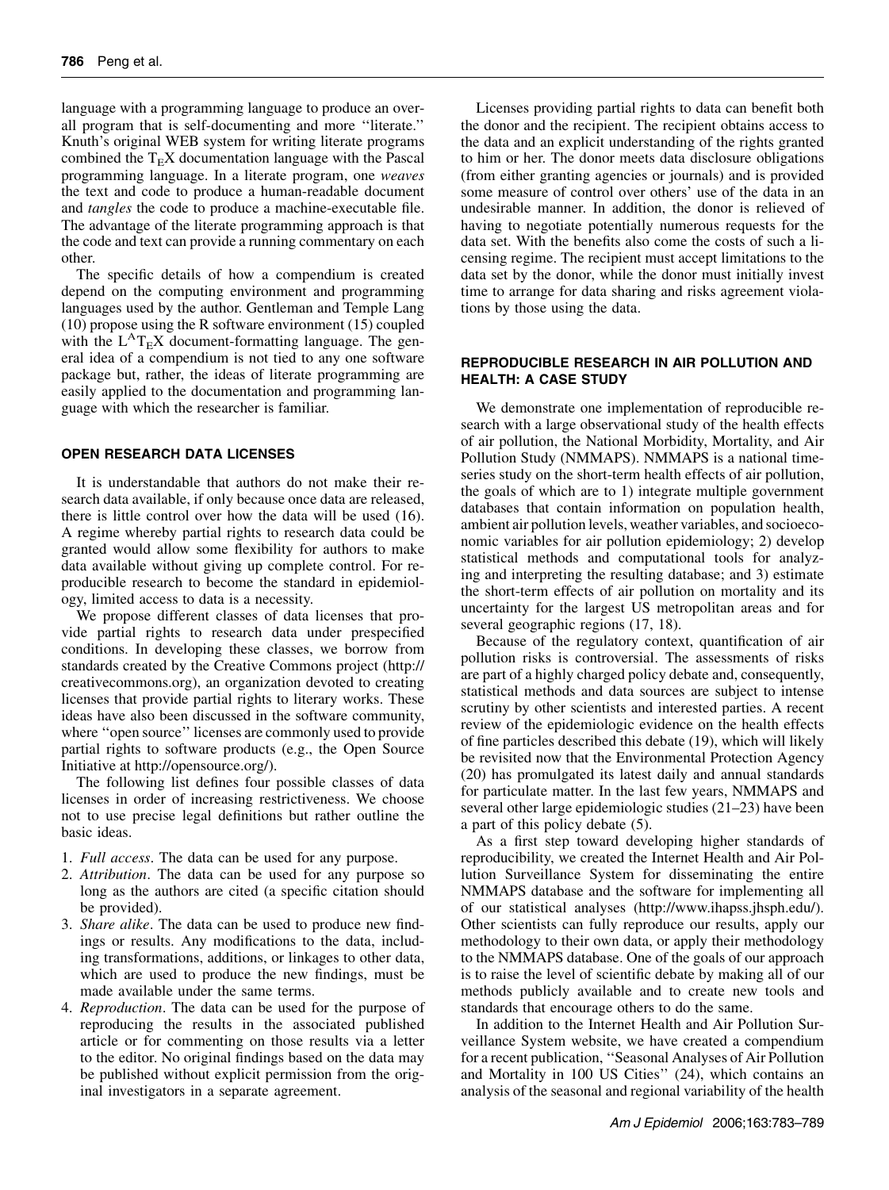language with a programming language to produce an overall program that is self-documenting and more ''literate.'' Knuth's original WEB system for writing literate programs combined the $\mathrm{T_EX}$ documentation language with the Pascal programming language. In a literate program, one *weaves* the text and code to produce a human-readable document and *tangles* the code to produce a machine-executable file. The advantage of the literate programming approach is that the code and text can provide a running commentary on each other.

The specific details of how a compendium is created depend on the computing environment and programming languages used by the author. Gentleman and Temple Lang (10) propose using the R software environment (15) coupled with the $\mathrm{L^AT_EX}$ document-formatting language. The general idea of a compendium is not tied to any one software package but, rather, the ideas of literate programming are easily applied to the documentation and programming language with which the researcher is familiar.

## OPEN RESEARCH DATA LICENSES

It is understandable that authors do not make their research data available, if only because once data are released, there is little control over how the data will be used (16). A regime whereby partial rights to research data could be granted would allow some flexibility for authors to make data available without giving up complete control. For reproducible research to become the standard in epidemiology, limited access to data is a necessity.

We propose different classes of data licenses that provide partial rights to research data under prespecified conditions. In developing these classes, we borrow from standards created by the Creative Commons project (http://creativecommons.org), an organization devoted to creating licenses that provide partial rights to literary works. These ideas have also been discussed in the software community, where ''open source'' licenses are commonly used to provide partial rights to software products (e.g., the Open Source Initiative at http://opensource.org/).

The following list defines four possible classes of data licenses in order of increasing restrictiveness. We choose not to use precise legal definitions but rather outline the basic ideas.

1. *Full access*. The data can be used for any purpose.
2. *Attribution*. The data can be used for any purpose so long as the authors are cited (a specific citation should be provided).
3. *Share alike*. The data can be used to produce new findings or results. Any modifications to the data, including transformations, additions, or linkages to other data, which are used to produce the new findings, must be made available under the same terms.
4. *Reproduction*. The data can be used for the purpose of reproducing the results in the associated published article or for commenting on those results via a letter to the editor. No original findings based on the data may be published without explicit permission from the original investigators in a separate agreement.

Licenses providing partial rights to data can benefit both the donor and the recipient. The recipient obtains access to the data and an explicit understanding of the rights granted to him or her. The donor meets data disclosure obligations (from either granting agencies or journals) and is provided some measure of control over others' use of the data in an undesirable manner. In addition, the donor is relieved of having to negotiate potentially numerous requests for the data set. With the benefits also come the costs of such a licensing regime. The recipient must accept limitations to the data set by the donor, while the donor must initially invest time to arrange for data sharing and risks agreement violations by those using the data.

## REPRODUCIBLE RESEARCH IN AIR POLLUTION AND HEALTH: A CASE STUDY

We demonstrate one implementation of reproducible research with a large observational study of the health effects of air pollution, the National Morbidity, Mortality, and Air Pollution Study (NMMAPS). NMMAPS is a national time-series study on the short-term health effects of air pollution, the goals of which are to 1) integrate multiple government databases that contain information on population health, ambient air pollution levels, weather variables, and socioeconomic variables for air pollution epidemiology; 2) develop statistical methods and computational tools for analyzing and interpreting the resulting database; and 3) estimate the short-term effects of air pollution on mortality and its uncertainty for the largest US metropolitan areas and for several geographic regions (17, 18).

Because of the regulatory context, quantification of air pollution risks is controversial. The assessments of risks are part of a highly charged policy debate and, consequently, statistical methods and data sources are subject to intense scrutiny by other scientists and interested parties. A recent review of the epidemiologic evidence on the health effects of fine particles described this debate (19), which will likely be revisited now that the Environmental Protection Agency (20) has promulgated its latest daily and annual standards for particulate matter. In the last few years, NMMAPS and several other large epidemiologic studies (21–23) have been a part of this policy debate (5).

As a first step toward developing higher standards of reproducibility, we created the Internet Health and Air Pollution Surveillance System for disseminating the entire NMMAPS database and the software for implementing all of our statistical analyses (http://www.ihapss.jhsph.edu/). Other scientists can fully reproduce our results, apply our methodology to their own data, or apply their methodology to the NMMAPS database. One of the goals of our approach is to raise the level of scientific debate by making all of our methods publicly available and to create new tools and standards that encourage others to do the same.

In addition to the Internet Health and Air Pollution Surveillance System website, we have created a compendium for a recent publication, ''Seasonal Analyses of Air Pollution and Mortality in 100 US Cities'' (24), which contains an analysis of the seasonal and regional variability of the health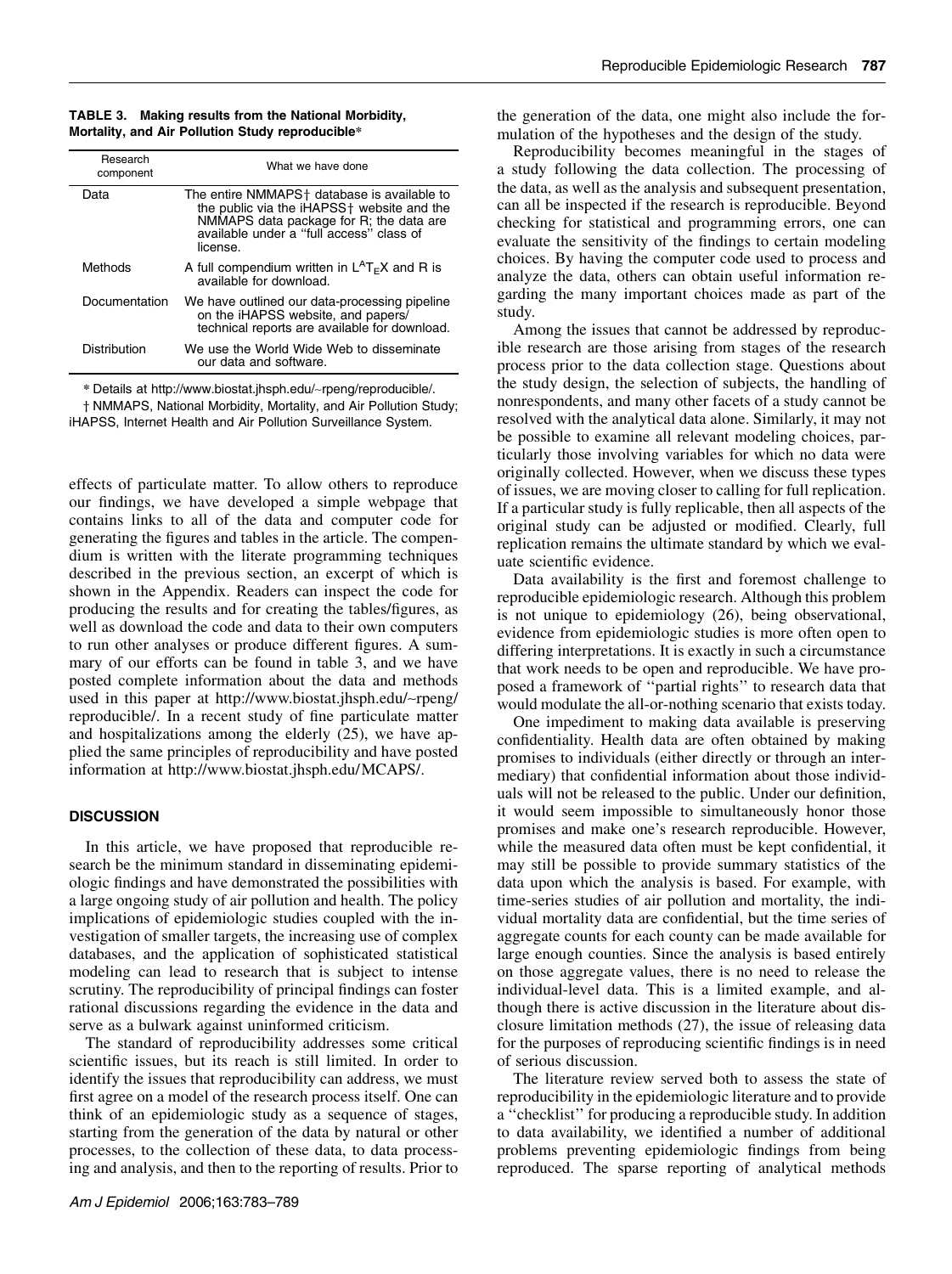**TABLE 3. Making results from the National Morbidity, Mortality, and Air Pollution Study reproducible***

| Research component | What we have done |
|---|---|
| Data | The entire NMMAPS† database is available to the public via the iHAPSS† website and the NMMAPS data package for R; the data are available under a ''full access'' class of license. |
| Methods | A full compendium written in LaTeX and R is available for download. |
| Documentation | We have outlined our data-processing pipeline on the iHAPSS website, and papers/technical reports are available for download. |
| Distribution | We use the World Wide Web to disseminate our data and software. |

* Details at http://www.biostat.jhsph.edu/~rpeng/reproducible/.

† NMMAPS, National Morbidity, Mortality, and Air Pollution Study; iHAPSS, Internet Health and Air Pollution Surveillance System.

effects of particulate matter. To allow others to reproduce our findings, we have developed a simple webpage that contains links to all of the data and computer code for generating the figures and tables in the article. The compendium is written with the literate programming techniques described in the previous section, an excerpt of which is shown in the Appendix. Readers can inspect the code for producing the results and for creating the tables/figures, as well as download the code and data to their own computers to run other analyses or produce different figures. A summary of our efforts can be found in table 3, and we have posted complete information about the data and methods used in this paper at http://www.biostat.jhsph.edu/~rpeng/reproducible/. In a recent study of fine particulate matter and hospitalizations among the elderly (25), we have applied the same principles of reproducibility and have posted information at http://www.biostat.jhsph.edu/MCAPS/.

## DISCUSSION

In this article, we have proposed that reproducible research be the minimum standard in disseminating epidemiologic findings and have demonstrated the possibilities with a large ongoing study of air pollution and health. The policy implications of epidemiologic studies coupled with the investigation of smaller targets, the increasing use of complex databases, and the application of sophisticated statistical modeling can lead to research that is subject to intense scrutiny. The reproducibility of principal findings can foster rational discussions regarding the evidence in the data and serve as a bulwark against uninformed criticism.

The standard of reproducibility addresses some critical scientific issues, but its reach is still limited. In order to identify the issues that reproducibility can address, we must first agree on a model of the research process itself. One can think of an epidemiologic study as a sequence of stages, starting from the generation of the data by natural or other processes, to the collection of these data, to data processing and analysis, and then to the reporting of results. Prior to the generation of the data, one might also include the formulation of the hypotheses and the design of the study.

Reproducibility becomes meaningful in the stages of a study following the data collection. The processing of the data, as well as the analysis and subsequent presentation, can all be inspected if the research is reproducible. Beyond checking for statistical and programming errors, one can evaluate the sensitivity of the findings to certain modeling choices. By having the computer code used to process and analyze the data, others can obtain useful information regarding the many important choices made as part of the study.

Among the issues that cannot be addressed by reproducible research are those arising from stages of the research process prior to the data collection stage. Questions about the study design, the selection of subjects, the handling of nonrespondents, and many other facets of a study cannot be resolved with the analytical data alone. Similarly, it may not be possible to examine all relevant modeling choices, particularly those involving variables for which no data were originally collected. However, when we discuss these types of issues, we are moving closer to calling for full replication. If a particular study is fully replicable, then all aspects of the original study can be adjusted or modified. Clearly, full replication remains the ultimate standard by which we evaluate scientific evidence.

Data availability is the first and foremost challenge to reproducible epidemiologic research. Although this problem is not unique to epidemiology (26), being observational, evidence from epidemiologic studies is more often open to differing interpretations. It is exactly in such a circumstance that work needs to be open and reproducible. We have proposed a framework of ''partial rights'' to research data that would modulate the all-or-nothing scenario that exists today.

One impediment to making data available is preserving confidentiality. Health data are often obtained by making promises to individuals (either directly or through an intermediary) that confidential information about those individuals will not be released to the public. Under our definition, it would seem impossible to simultaneously honor those promises and make one's research reproducible. However, while the measured data often must be kept confidential, it may still be possible to provide summary statistics of the data upon which the analysis is based. For example, with time-series studies of air pollution and mortality, the individual mortality data are confidential, but the time series of aggregate counts for each county can be made available for large enough counties. Since the analysis is based entirely on those aggregate values, there is no need to release the individual-level data. This is a limited example, and although there is active discussion in the literature about disclosure limitation methods (27), the issue of releasing data for the purposes of reproducing scientific findings is in need of serious discussion.

The literature review served both to assess the state of reproducibility in the epidemiologic literature and to provide a ''checklist'' for producing a reproducible study. In addition to data availability, we identified a number of additional problems preventing epidemiologic findings from being reproduced. The sparse reporting of analytical methods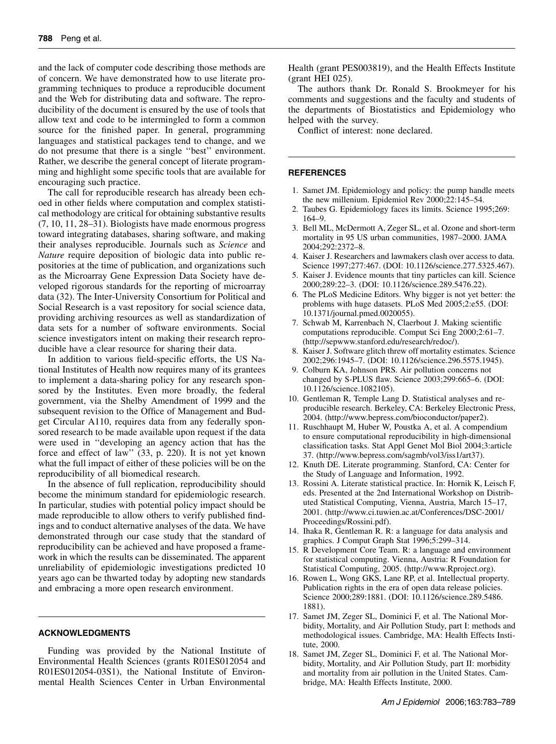and the lack of computer code describing those methods are of concern. We have demonstrated how to use literate programming techniques to produce a reproducible document and the Web for distributing data and software. The reproducibility of the document is ensured by the use of tools that allow text and code to be intermingled to form a common source for the finished paper. In general, programming languages and statistical packages tend to change, and we do not presume that there is a single ''best'' environment. Rather, we describe the general concept of literate programming and highlight some specific tools that are available for encouraging such practice.

The call for reproducible research has already been echoed in other fields where computation and complex statistical methodology are critical for obtaining substantive results (7, 10, 11, 28–31). Biologists have made enormous progress toward integrating databases, sharing software, and making their analyses reproducible. Journals such as *Science* and *Nature* require deposition of biologic data into public repositories at the time of publication, and organizations such as the Microarray Gene Expression Data Society have developed rigorous standards for the reporting of microarray data (32). The Inter-University Consortium for Political and Social Research is a vast repository for social science data, providing archiving resources as well as standardization of data sets for a number of software environments. Social science investigators intent on making their research reproducible have a clear resource for sharing their data.

In addition to various field-specific efforts, the US National Institutes of Health now requires many of its grantees to implement a data-sharing policy for any research sponsored by the Institutes. Even more broadly, the federal government, via the Shelby Amendment of 1999 and the subsequent revision to the Office of Management and Budget Circular A110, requires data from any federally sponsored research to be made available upon request if the data were used in ''developing an agency action that has the force and effect of law'' (33, p. 220). It is not yet known what the full impact of either of these policies will be on the reproducibility of all biomedical research.

In the absence of full replication, reproducibility should become the minimum standard for epidemiologic research. In particular, studies with potential policy impact should be made reproducible to allow others to verify published findings and to conduct alternative analyses of the data. We have demonstrated through our case study that the standard of reproducibility can be achieved and have proposed a framework in which the results can be disseminated. The apparent unreliability of epidemiologic investigations predicted 10 years ago can be thwarted today by adopting new standards and embracing a more open research environment.

## ACKNOWLEDGMENTS

Funding was provided by the National Institute of Environmental Health Sciences (grants R01ES012054 and R01ES012054-03S1), the National Institute of Environmental Health Sciences Center in Urban Environmental Health (grant PES003819), and the Health Effects Institute (grant HEI 025).

The authors thank Dr. Ronald S. Brookmeyer for his comments and suggestions and the faculty and students of the departments of Biostatistics and Epidemiology who helped with the survey.

Conflict of interest: none declared.

## REFERENCES

1. Samet JM. Epidemiology and policy: the pump handle meets the new millennium. Epidemiol Rev 2000;22:145–54.
2. Taubes G. Epidemiology faces its limits. Science 1995;269: 164–9.
3. Bell ML, McDermott A, Zeger SL, et al. Ozone and short-term mortality in 95 US urban communities, 1987–2000. JAMA 2004;292:2372–8.
4. Kaiser J. Researchers and lawmakers clash over access to data. Science 1997;277:467. (DOI: 10.1126/science.277.5325.467).
5. Kaiser J. Evidence mounts that tiny particles can kill. Science 2000;289:22–3. (DOI: 10.1126/science.289.5476.22).
6. The PLoS Medicine Editors. Why bigger is not yet better: the problems with huge datasets. PLoS Med 2005;2:e55. (DOI: 10.1371/journal.pmed.0020055).
7. Schwab M, Karrenbach N, Claerbout J. Making scientific computations reproducible. Comput Sci Eng 2000;2:61–7. (http://sepwww.stanford.edu/research/redoc/).
8. Kaiser J. Software glitch threw off mortality estimates. Science 2002;296:1945–7. (DOI: 10.1126/science.296.5575.1945).
9. Colburn KA, Johnson PRS. Air pollution concerns not changed by S-PLUS flaw. Science 2003;299:665–6. (DOI: 10.1126/science.1082105).
10. Gentleman R, Temple Lang D. Statistical analyses and reproducible research. Berkeley, CA: Berkeley Electronic Press, 2004. (http://www.bepress.com/bioconductor/paper2).
11. Ruschhaupt M, Huber W, Poustka A, et al. A compendium to ensure computational reproducibility in high-dimensional classification tasks. Stat Appl Genet Mol Biol 2004;3:article 37. (http://www.bepress.com/sagmb/vol3/iss1/art37).
12. Knuth DE. Literate programming. Stanford, CA: Center for the Study of Language and Information, 1992.
13. Rossini A. Literate statistical practice. In: Hornik K, Leisch F, eds. Presented at the 2nd International Workshop on Distributed Statistical Computing, Vienna, Austria, March 15–17, 2001. (http://www.ci.tuwien.ac.at/Conferences/DSC-2001/Proceedings/Rossini.pdf).
14. Ihaka R, Gentleman R. R: a language for data analysis and graphics. J Comput Graph Stat 1996;5:299–314.
15. R Development Core Team. R: a language and environment for statistical computing. Vienna, Austria: R Foundation for Statistical Computing, 2005. (http://www.Rproject.org).
16. Rowen L, Wong GKS, Lane RP, et al. Intellectual property. Publication rights in the era of open data release policies. Science 2000;289:1881. (DOI: 10.1126/science.289.5486.1881).
17. Samet JM, Zeger SL, Dominici F, et al. The National Morbidity, Mortality, and Air Pollution Study, part I: methods and methodological issues. Cambridge, MA: Health Effects Institute, 2000.
18. Samet JM, Zeger SL, Dominici F, et al. The National Morbidity, Mortality, and Air Pollution Study, part II: morbidity and mortality from air pollution in the United States. Cambridge, MA: Health Effects Institute, 2000.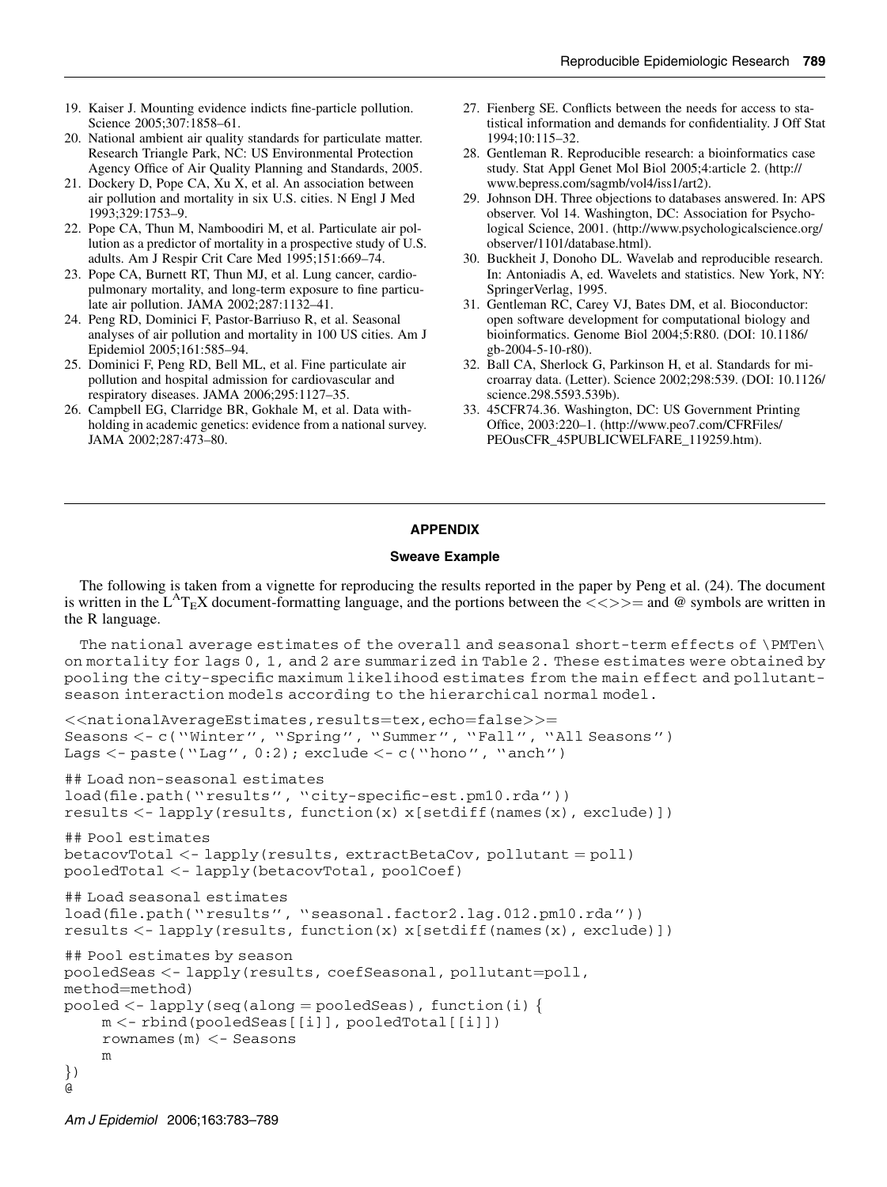19. Kaiser J. Mounting evidence indicts fine-particle pollution. Science 2005;307:1858–61.
20. National ambient air quality standards for particulate matter. Research Triangle Park, NC: US Environmental Protection Agency Office of Air Quality Planning and Standards, 2005.
21. Dockery D, Pope CA, Xu X, et al. An association between air pollution and mortality in six U.S. cities. N Engl J Med 1993;329:1753–9.
22. Pope CA, Thun M, Namboodiri M, et al. Particulate air pollution as a predictor of mortality in a prospective study of U.S. adults. Am J Respir Crit Care Med 1995;151:669–74.
23. Pope CA, Burnett RT, Thun MJ, et al. Lung cancer, cardiopulmonary mortality, and long-term exposure to fine particulate air pollution. JAMA 2002;287:1132–41.
24. Peng RD, Dominici F, Pastor-Barriuso R, et al. Seasonal analyses of air pollution and mortality in 100 US cities. Am J Epidemiol 2005;161:585–94.
25. Dominici F, Peng RD, Bell ML, et al. Fine particulate air pollution and hospital admission for cardiovascular and respiratory diseases. JAMA 2006;295:1127–35.
26. Campbell EG, Clarridge BR, Gokhale M, et al. Data withholding in academic genetics: evidence from a national survey. JAMA 2002;287:473–80.
27. Fienberg SE. Conflicts between the needs for access to statistical information and demands for confidentiality. J Off Stat 1994;10:115–32.
28. Gentleman R. Reproducible research: a bioinformatics case study. Stat Appl Genet Mol Biol 2005;4:article 2. (http://www.bepress.com/sagmb/vol4/iss1/art2).
29. Johnson DH. Three objections to databases answered. In: APS observer. Vol 14. Washington, DC: Association for Psychological Science, 2001. (http://www.psychologicalscience.org/observer/1101/database.html).
30. Buckheit J, Donoho DL. Wavelab and reproducible research. In: Antoniadis A, ed. Wavelets and statistics. New York, NY: SpringerVerlag, 1995.
31. Gentleman RC, Carey VJ, Bates DM, et al. Bioconductor: open software development for computational biology and bioinformatics. Genome Biol 2004;5:R80. (DOI: 10.1186/gb-2004-5-10-r80).
32. Ball CA, Sherlock G, Parkinson H, et al. Standards for microarray data. (Letter). Science 2002;298:539. (DOI: 10.1126/science.298.5593.539b).
33. 45CFR74.36. Washington, DC: US Government Printing Office, 2003:220–1. (http://www.peo7.com/CFRFiles/PEOusCFR_45PUBLICWELFARE_119259.htm).

## APPENDIX

### Sweave Example

The following is taken from a vignette for reproducing the results reported in the paper by Peng et al. (24). The document is written in the LaTeX document-formatting language, and the portions between the <<>>= and @ symbols are written in the R language.

```
The national average estimates of the overall and seasonal short-term effects of \PMTen\
on mortality for lags 0, 1, and 2 are summarized in Table 2. These estimates were obtained by
pooling the city-specific maximum likelihood estimates from the main effect and pollutant-
season interaction models according to the hierarchical normal model.

<<nationalAverageEstimates,results=tex,echo=false>>=
Seasons <- c("Winter", "Spring", "Summer", "Fall", "All Seasons")
Lags <- paste("Lag", 0:2); exclude <- c("hono", "anch")

## Load non-seasonal estimates
load(file.path("results", "city-specific-est.pm10.rda"))
results <- lapply(results, function(x) x[setdiff(names(x), exclude)])

## Pool estimates
betacovTotal <- lapply(results, extractBetaCov, pollutant = poll)
pooledTotal <- lapply(betacovTotal, poolCoef)

## Load seasonal estimates
load(file.path("results", "seasonal.factor2.lag.012.pm10.rda"))
results <- lapply(results, function(x) x[setdiff(names(x), exclude)])

## Pool estimates by season
pooledSeas <- lapply(results, coefSeasonal, pollutant=poll,
method=method)
pooled <- lapply(seq(along = pooledSeas), function(i) {
    m <- rbind(pooledSeas[[i]], pooledTotal[[i]])
    rownames(m) <- Seasons
    m
})
@
```